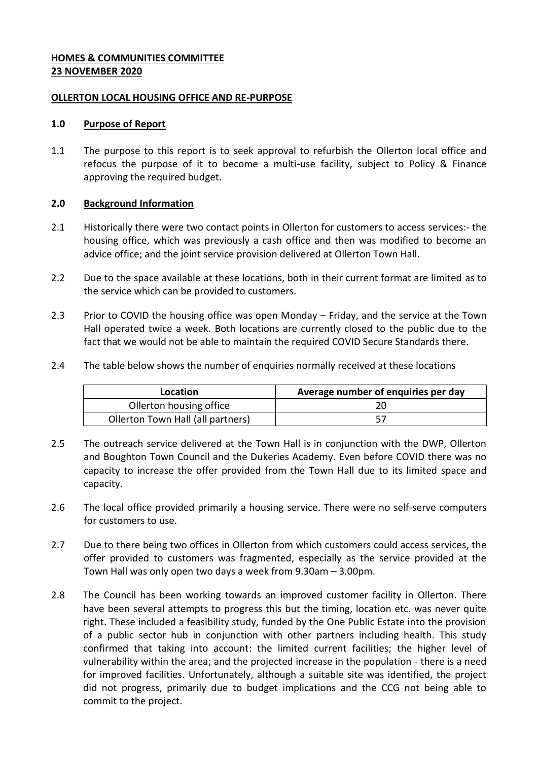**HOMES & COMMUNITIES COMMITTEE**
**23 NOVEMBER 2020**

**OLLERTON LOCAL HOUSING OFFICE AND RE-PURPOSE**

## 1.0 Purpose of Report

1.1 The purpose to this report is to seek approval to refurbish the Ollerton local office and refocus the purpose of it to become a multi-use facility, subject to Policy & Finance approving the required budget.

## 2.0 Background Information

2.1 Historically there were two contact points in Ollerton for customers to access services:- the housing office, which was previously a cash office and then was modified to become an advice office; and the joint service provision delivered at Ollerton Town Hall.

2.2 Due to the space available at these locations, both in their current format are limited as to the service which can be provided to customers.

2.3 Prior to COVID the housing office was open Monday – Friday, and the service at the Town Hall operated twice a week. Both locations are currently closed to the public due to the fact that we would not be able to maintain the required COVID Secure Standards there.

2.4 The table below shows the number of enquiries normally received at these locations

| Location | Average number of enquiries per day |
| --- | --- |
| Ollerton housing office | 20 |
| Ollerton Town Hall (all partners) | 57 |

2.5 The outreach service delivered at the Town Hall is in conjunction with the DWP, Ollerton and Boughton Town Council and the Dukeries Academy. Even before COVID there was no capacity to increase the offer provided from the Town Hall due to its limited space and capacity.

2.6 The local office provided primarily a housing service. There were no self-serve computers for customers to use.

2.7 Due to there being two offices in Ollerton from which customers could access services, the offer provided to customers was fragmented, especially as the service provided at the Town Hall was only open two days a week from 9.30am – 3.00pm.

2.8 The Council has been working towards an improved customer facility in Ollerton. There have been several attempts to progress this but the timing, location etc. was never quite right. These included a feasibility study, funded by the One Public Estate into the provision of a public sector hub in conjunction with other partners including health. This study confirmed that taking into account: the limited current facilities; the higher level of vulnerability within the area; and the projected increase in the population - there is a need for improved facilities. Unfortunately, although a suitable site was identified, the project did not progress, primarily due to budget implications and the CCG not being able to commit to the project.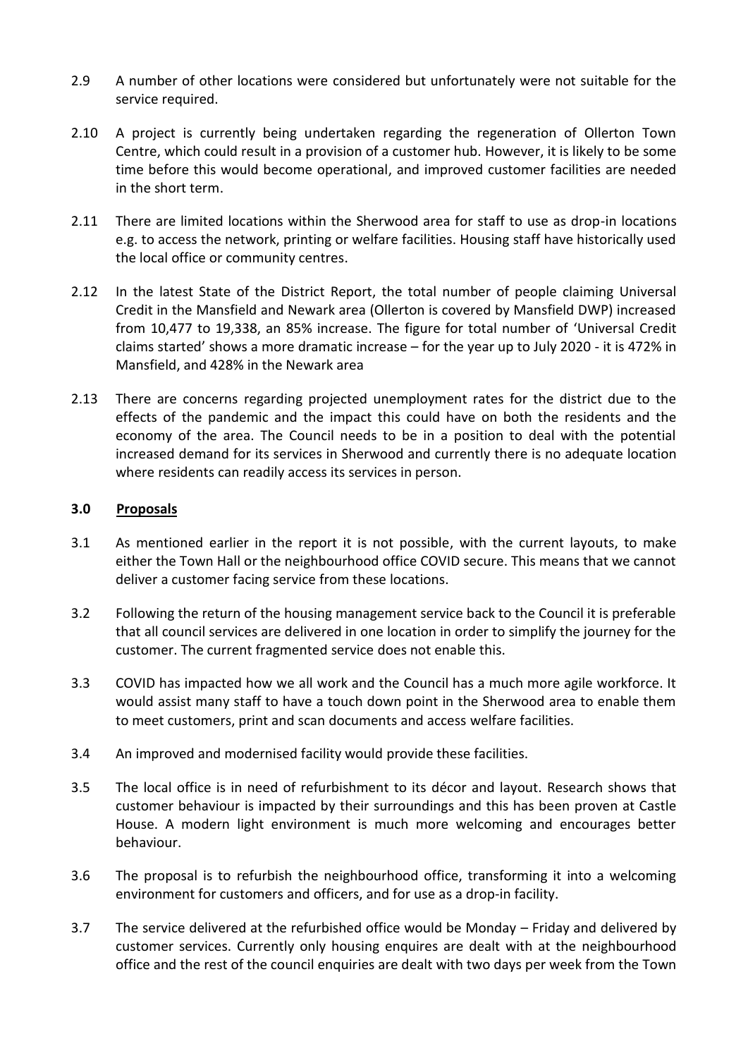2.9 A number of other locations were considered but unfortunately were not suitable for the service required.

2.10 A project is currently being undertaken regarding the regeneration of Ollerton Town Centre, which could result in a provision of a customer hub. However, it is likely to be some time before this would become operational, and improved customer facilities are needed in the short term.

2.11 There are limited locations within the Sherwood area for staff to use as drop-in locations e.g. to access the network, printing or welfare facilities. Housing staff have historically used the local office or community centres.

2.12 In the latest State of the District Report, the total number of people claiming Universal Credit in the Mansfield and Newark area (Ollerton is covered by Mansfield DWP) increased from 10,477 to 19,338, an 85% increase. The figure for total number of 'Universal Credit claims started' shows a more dramatic increase – for the year up to July 2020 - it is 472% in Mansfield, and 428% in the Newark area

2.13 There are concerns regarding projected unemployment rates for the district due to the effects of the pandemic and the impact this could have on both the residents and the economy of the area. The Council needs to be in a position to deal with the potential increased demand for its services in Sherwood and currently there is no adequate location where residents can readily access its services in person.

## 3.0 Proposals

3.1 As mentioned earlier in the report it is not possible, with the current layouts, to make either the Town Hall or the neighbourhood office COVID secure. This means that we cannot deliver a customer facing service from these locations.

3.2 Following the return of the housing management service back to the Council it is preferable that all council services are delivered in one location in order to simplify the journey for the customer. The current fragmented service does not enable this.

3.3 COVID has impacted how we all work and the Council has a much more agile workforce. It would assist many staff to have a touch down point in the Sherwood area to enable them to meet customers, print and scan documents and access welfare facilities.

3.4 An improved and modernised facility would provide these facilities.

3.5 The local office is in need of refurbishment to its décor and layout. Research shows that customer behaviour is impacted by their surroundings and this has been proven at Castle House. A modern light environment is much more welcoming and encourages better behaviour.

3.6 The proposal is to refurbish the neighbourhood office, transforming it into a welcoming environment for customers and officers, and for use as a drop-in facility.

3.7 The service delivered at the refurbished office would be Monday – Friday and delivered by customer services. Currently only housing enquires are dealt with at the neighbourhood office and the rest of the council enquiries are dealt with two days per week from the Town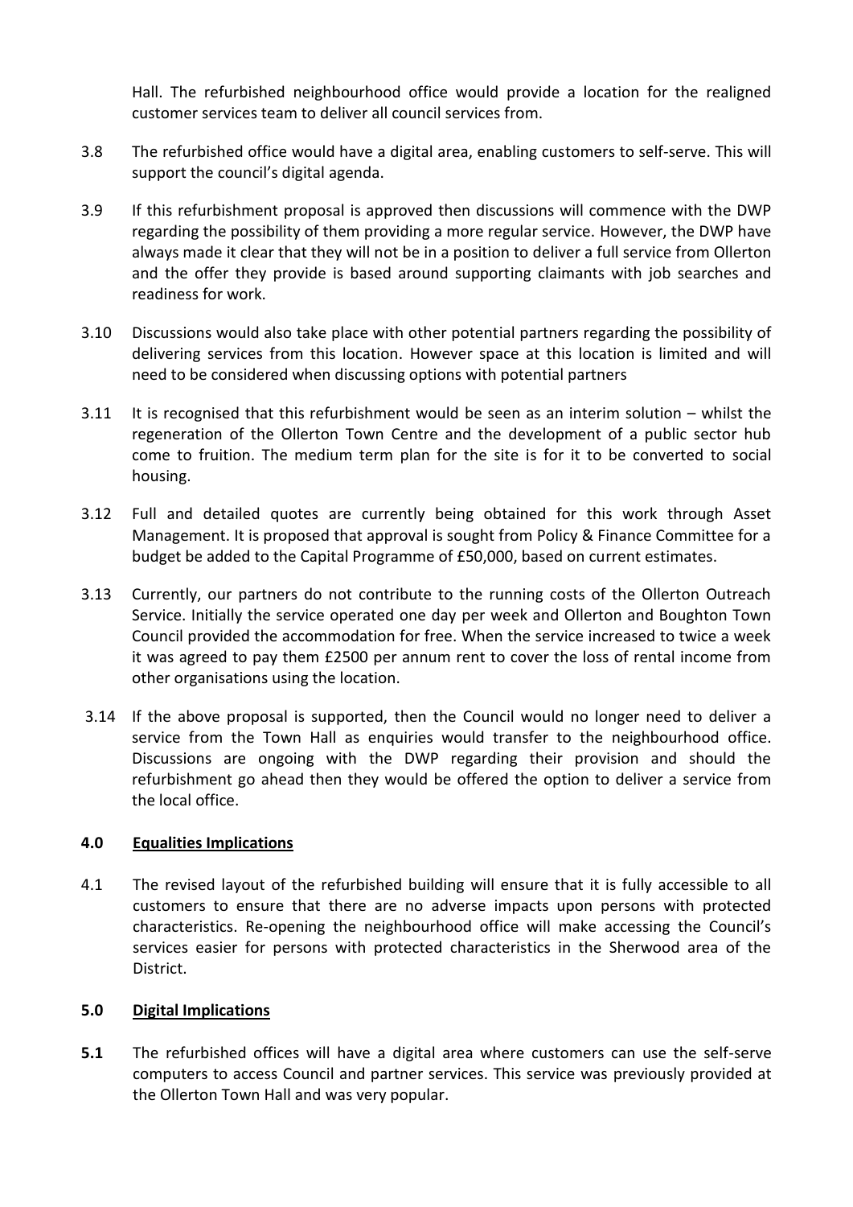Hall. The refurbished neighbourhood office would provide a location for the realigned customer services team to deliver all council services from.

3.8 The refurbished office would have a digital area, enabling customers to self-serve. This will support the council's digital agenda.

3.9 If this refurbishment proposal is approved then discussions will commence with the DWP regarding the possibility of them providing a more regular service. However, the DWP have always made it clear that they will not be in a position to deliver a full service from Ollerton and the offer they provide is based around supporting claimants with job searches and readiness for work.

3.10 Discussions would also take place with other potential partners regarding the possibility of delivering services from this location. However space at this location is limited and will need to be considered when discussing options with potential partners

3.11 It is recognised that this refurbishment would be seen as an interim solution – whilst the regeneration of the Ollerton Town Centre and the development of a public sector hub come to fruition. The medium term plan for the site is for it to be converted to social housing.

3.12 Full and detailed quotes are currently being obtained for this work through Asset Management. It is proposed that approval is sought from Policy & Finance Committee for a budget be added to the Capital Programme of £50,000, based on current estimates.

3.13 Currently, our partners do not contribute to the running costs of the Ollerton Outreach Service. Initially the service operated one day per week and Ollerton and Boughton Town Council provided the accommodation for free. When the service increased to twice a week it was agreed to pay them £2500 per annum rent to cover the loss of rental income from other organisations using the location.

3.14 If the above proposal is supported, then the Council would no longer need to deliver a service from the Town Hall as enquiries would transfer to the neighbourhood office. Discussions are ongoing with the DWP regarding their provision and should the refurbishment go ahead then they would be offered the option to deliver a service from the local office.

## 4.0 Equalities Implications

4.1 The revised layout of the refurbished building will ensure that it is fully accessible to all customers to ensure that there are no adverse impacts upon persons with protected characteristics. Re-opening the neighbourhood office will make accessing the Council's services easier for persons with protected characteristics in the Sherwood area of the District.

## 5.0 Digital Implications

**5.1** The refurbished offices will have a digital area where customers can use the self-serve computers to access Council and partner services. This service was previously provided at the Ollerton Town Hall and was very popular.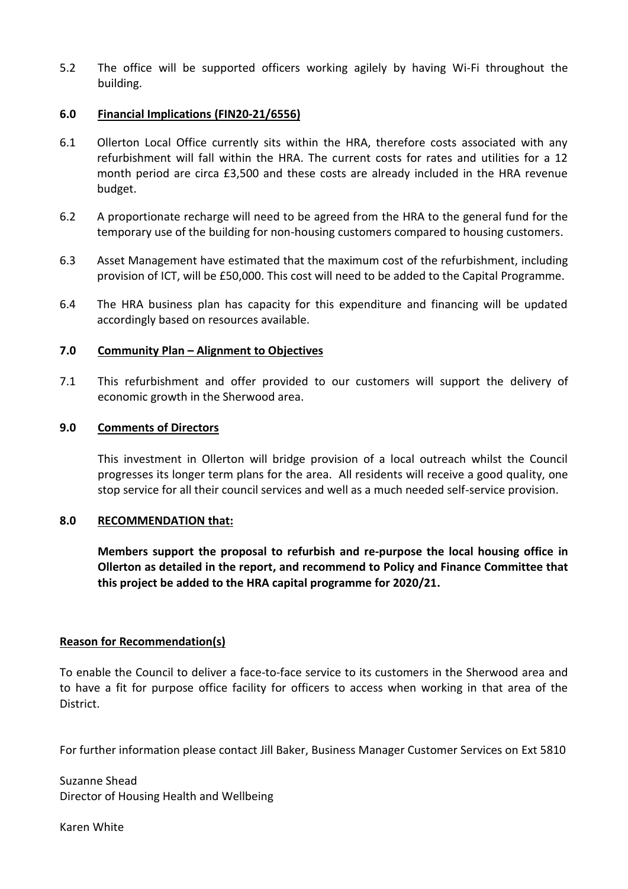5.2 The office will be supported officers working agilely by having Wi-Fi throughout the building.

## 6.0 Financial Implications (FIN20-21/6556)

6.1 Ollerton Local Office currently sits within the HRA, therefore costs associated with any refurbishment will fall within the HRA. The current costs for rates and utilities for a 12 month period are circa £3,500 and these costs are already included in the HRA revenue budget.

6.2 A proportionate recharge will need to be agreed from the HRA to the general fund for the temporary use of the building for non-housing customers compared to housing customers.

6.3 Asset Management have estimated that the maximum cost of the refurbishment, including provision of ICT, will be £50,000. This cost will need to be added to the Capital Programme.

6.4 The HRA business plan has capacity for this expenditure and financing will be updated accordingly based on resources available.

## 7.0 Community Plan – Alignment to Objectives

7.1 This refurbishment and offer provided to our customers will support the delivery of economic growth in the Sherwood area.

## 9.0 Comments of Directors

This investment in Ollerton will bridge provision of a local outreach whilst the Council progresses its longer term plans for the area. All residents will receive a good quality, one stop service for all their council services and well as a much needed self-service provision.

## 8.0 RECOMMENDATION that:

**Members support the proposal to refurbish and re-purpose the local housing office in Ollerton as detailed in the report, and recommend to Policy and Finance Committee that this project be added to the HRA capital programme for 2020/21.**

### Reason for Recommendation(s)

To enable the Council to deliver a face-to-face service to its customers in the Sherwood area and to have a fit for purpose office facility for officers to access when working in that area of the District.

For further information please contact Jill Baker, Business Manager Customer Services on Ext 5810

Suzanne Shead
Director of Housing Health and Wellbeing

Karen White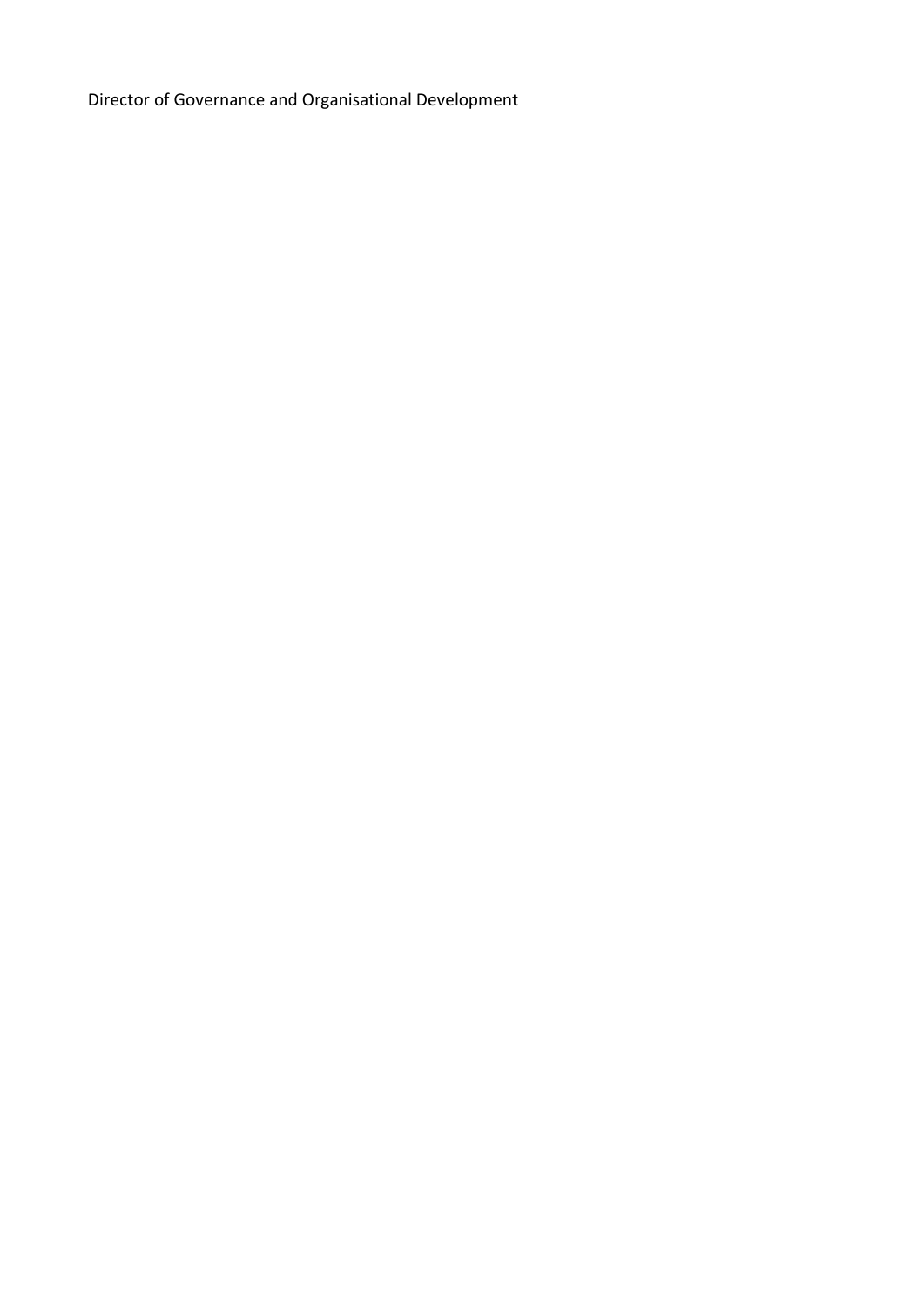Director of Governance and Organisational Development